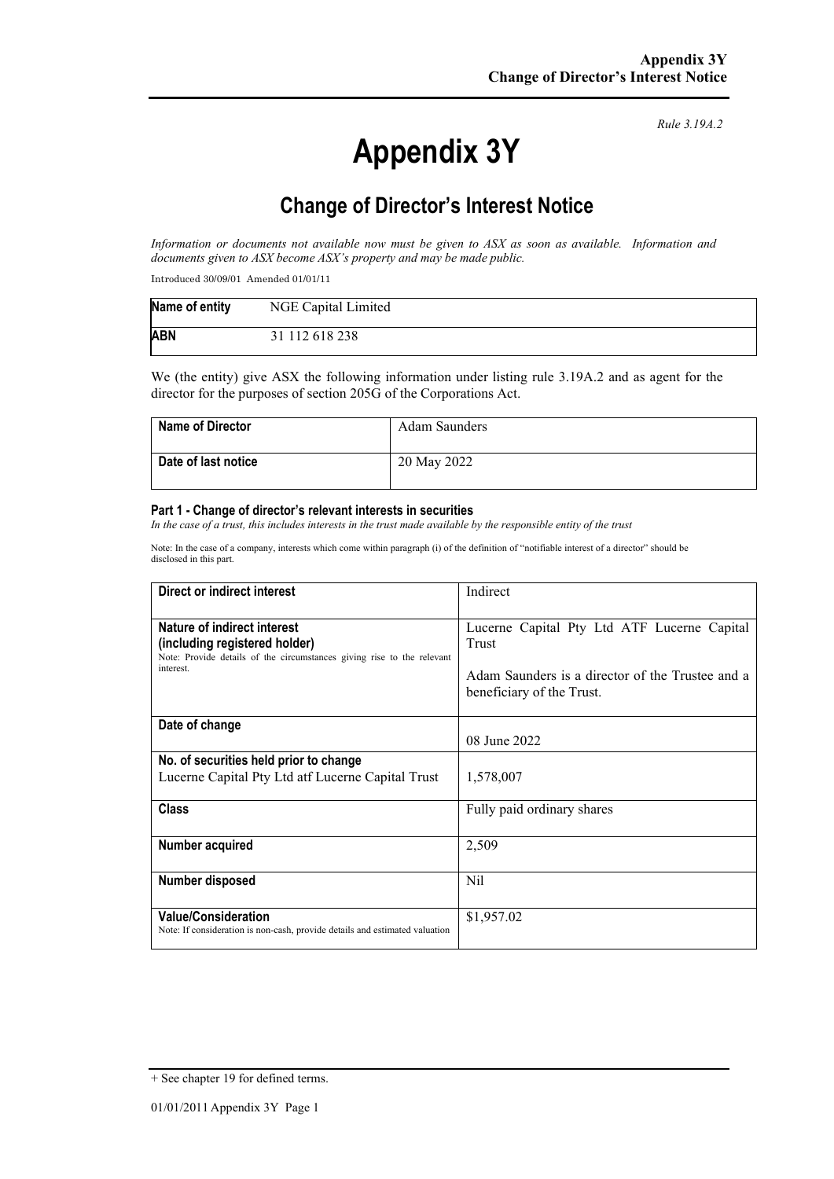*Rule 3.19A.2*

# Appendix 3Y

## Change of Director's Interest Notice

*Information or documents not available now must be given to ASX as soon as available. Information and documents given to ASX become ASX's property and may be made public.*

Introduced 30/09/01 Amended 01/01/11

| **Name of entity** | NGE Capital Limited |
|---|---|
| **ABN** | 31 112 618 238 |

We (the entity) give ASX the following information under listing rule 3.19A.2 and as agent for the director for the purposes of section 205G of the Corporations Act.

| **Name of Director** | Adam Saunders |
|---|---|
| **Date of last notice** | 20 May 2022 |

### Part 1 - Change of director's relevant interests in securities

*In the case of a trust, this includes interests in the trust made available by the responsible entity of the trust*

Note: In the case of a company, interests which come within paragraph (i) of the definition of "notifiable interest of a director" should be disclosed in this part.

| **Direct or indirect interest** | Indirect |
|---|---|
| **Nature of indirect interest (including registered holder)**<br>Note: Provide details of the circumstances giving rise to the relevant interest. | Lucerne Capital Pty Ltd ATF Lucerne Capital Trust<br><br>Adam Saunders is a director of the Trustee and a beneficiary of the Trust. |
| **Date of change** | 08 June 2022 |
| **No. of securities held prior to change**<br>Lucerne Capital Pty Ltd atf Lucerne Capital Trust | 1,578,007 |
| **Class** | Fully paid ordinary shares |
| **Number acquired** | 2,509 |
| **Number disposed** | Nil |
| **Value/Consideration**<br>Note: If consideration is non-cash, provide details and estimated valuation | $1,957.02 |

+ See chapter 19 for defined terms.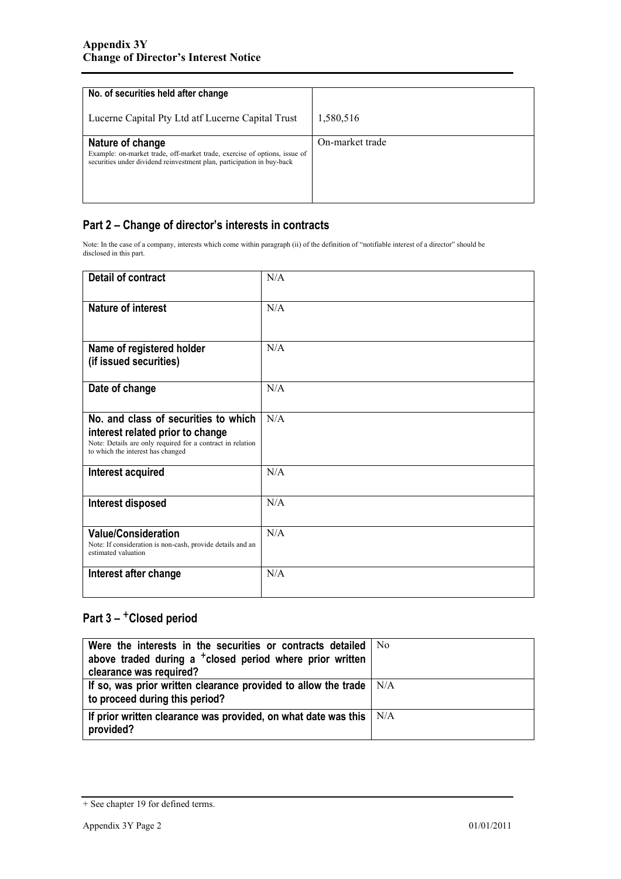| | |
|---|---|
| **No. of securities held after change**<br><br>Lucerne Capital Pty Ltd atf Lucerne Capital Trust | <br><br>1,580,516 |
| **Nature of change**<br>Example: on-market trade, off-market trade, exercise of options, issue of securities under dividend reinvestment plan, participation in buy-back | On-market trade |

## Part 2 – Change of director's interests in contracts

Note: In the case of a company, interests which come within paragraph (ii) of the definition of "notifiable interest of a director" should be disclosed in this part.

| | |
|---|---|
| **Detail of contract** | N/A |
| **Nature of interest** | N/A |
| **Name of registered holder (if issued securities)** | N/A |
| **Date of change** | N/A |
| **No. and class of securities to which interest related prior to change**<br>Note: Details are only required for a contract in relation to which the interest has changed | N/A |
| **Interest acquired** | N/A |
| **Interest disposed** | N/A |
| **Value/Consideration**<br>Note: If consideration is non-cash, provide details and an estimated valuation | N/A |
| **Interest after change** | N/A |

## Part 3 – +Closed period

| | |
|---|---|
| **Were the interests in the securities or contracts detailed above traded during a +closed period where prior written clearance was required?** | No |
| **If so, was prior written clearance provided to allow the trade to proceed during this period?** | N/A |
| **If prior written clearance was provided, on what date was this provided?** | N/A |

+ See chapter 19 for defined terms.